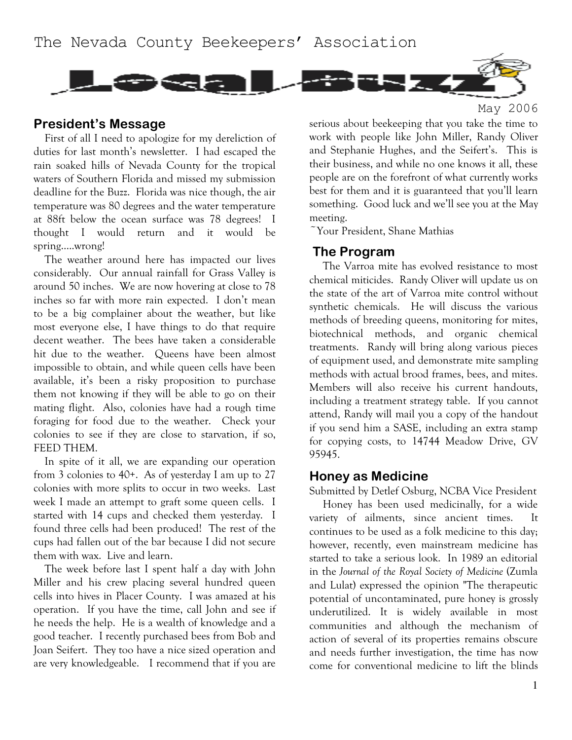The Nevada County Beekeepers' Association

# Local Buzz

May 2006

## President's Message

First of all I need to apologize for my dereliction of duties for last month's newsletter. I had escaped the rain soaked hills of Nevada County for the tropical waters of Southern Florida and missed my submission deadline for the Buzz. Florida was nice though, the air temperature was 80 degrees and the water temperature at 88ft below the ocean surface was 78 degrees! I thought I would return and it would be spring.....wrong!

The weather around here has impacted our lives considerably. Our annual rainfall for Grass Valley is around 50 inches. We are now hovering at close to 78 inches so far with more rain expected. I don't mean to be a big complainer about the weather, but like most everyone else, I have things to do that require decent weather. The bees have taken a considerable hit due to the weather. Queens have been almost impossible to obtain, and while queen cells have been available, it's been a risky proposition to purchase them not knowing if they will be able to go on their mating flight. Also, colonies have had a rough time foraging for food due to the weather. Check your colonies to see if they are close to starvation, if so, FEED THEM.

In spite of it all, we are expanding our operation from 3 colonies to 40+. As of yesterday I am up to 27 colonies with more splits to occur in two weeks. Last week I made an attempt to graft some queen cells. I started with 14 cups and checked them yesterday. I found three cells had been produced! The rest of the cups had fallen out of the bar because I did not secure them with wax. Live and learn.

The week before last I spent half a day with John Miller and his crew placing several hundred queen cells into hives in Placer County. I was amazed at his operation. If you have the time, call John and see if he needs the help. He is a wealth of knowledge and a good teacher. I recently purchased bees from Bob and Joan Seifert. They too have a nice sized operation and are very knowledgeable. I recommend that if you are serious about beekeeping that you take the time to work with people like John Miller, Randy Oliver and Stephanie Hughes, and the Seifert's. This is their business, and while no one knows it all, these people are on the forefront of what currently works best for them and it is guaranteed that you'll learn something. Good luck and we'll see you at the May meeting.

~Your President, Shane Mathias

## The Program

The Varroa mite has evolved resistance to most chemical miticides. Randy Oliver will update us on the state of the art of Varroa mite control without synthetic chemicals. He will discuss the various methods of breeding queens, monitoring for mites, biotechnical methods, and organic chemical treatments. Randy will bring along various pieces of equipment used, and demonstrate mite sampling methods with actual brood frames, bees, and mites. Members will also receive his current handouts, including a treatment strategy table. If you cannot attend, Randy will mail you a copy of the handout if you send him a SASE, including an extra stamp for copying costs, to 14744 Meadow Drive, GV 95945.

## Honey as Medicine

Submitted by Detlef Osburg, NCBA Vice President

Honey has been used medicinally, for a wide variety of ailments, since ancient times. It continues to be used as a folk medicine to this day; however, recently, even mainstream medicine has started to take a serious look. In 1989 an editorial in the *Journal of the Royal Society of Medicine* (Zumla and Lulat) expressed the opinion "The therapeutic potential of uncontaminated, pure honey is grossly underutilized. It is widely available in most communities and although the mechanism of action of several of its properties remains obscure and needs further investigation, the time has now come for conventional medicine to lift the blinds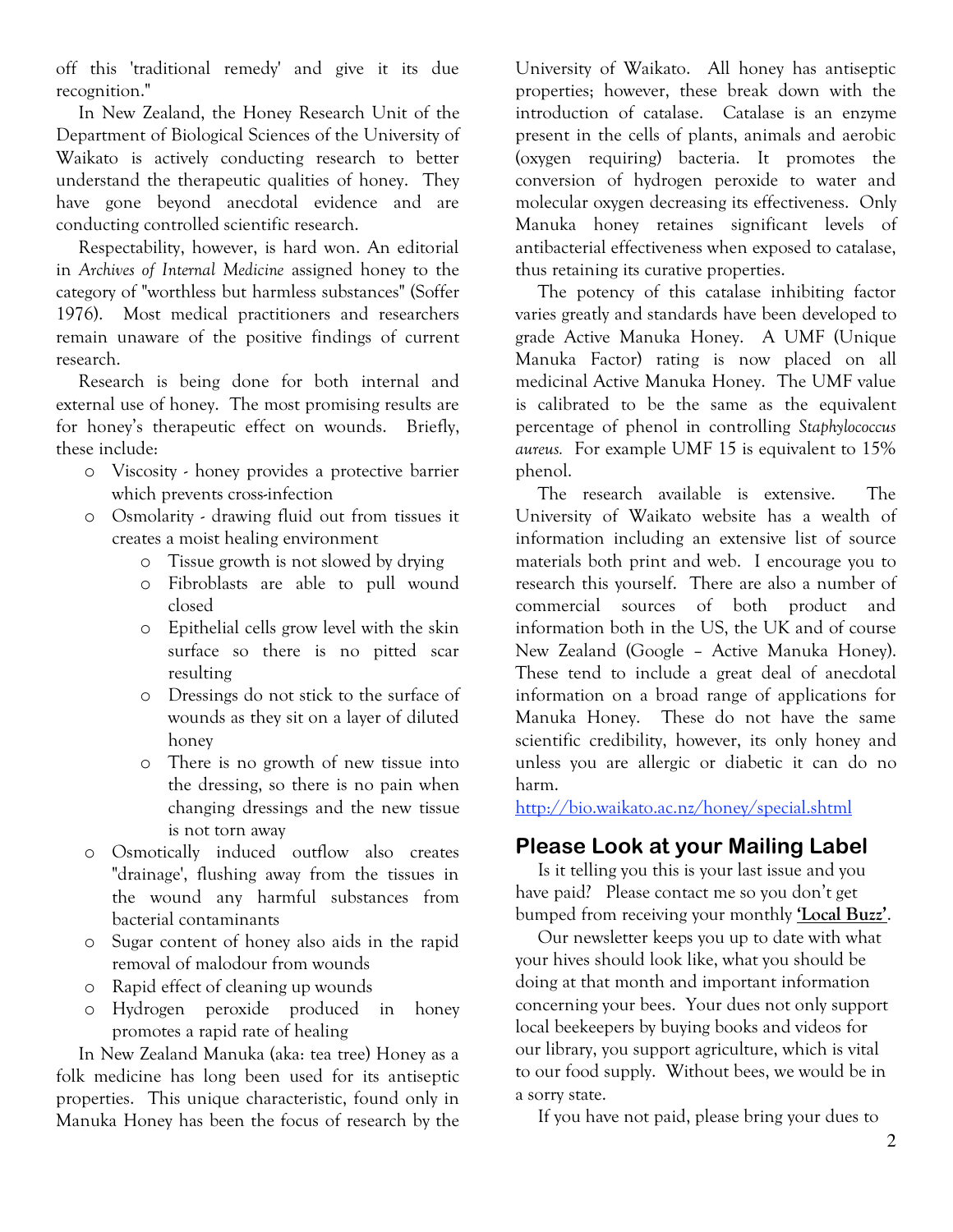off this 'traditional remedy' and give it its due recognition."

In New Zealand, the Honey Research Unit of the Department of Biological Sciences of the University of Waikato is actively conducting research to better understand the therapeutic qualities of honey. They have gone beyond anecdotal evidence and are conducting controlled scientific research.

Respectability, however, is hard won. An editorial in *Archives of Internal Medicine* assigned honey to the category of "worthless but harmless substances" (Soffer 1976). Most medical practitioners and researchers remain unaware of the positive findings of current research.

Research is being done for both internal and external use of honey. The most promising results are for honey's therapeutic effect on wounds. Briefly, these include:

- Viscosity - honey provides a protective barrier which prevents cross-infection
- Osmolarity - drawing fluid out from tissues it creates a moist healing environment
  - Tissue growth is not slowed by drying
  - Fibroblasts are able to pull wound closed
  - Epithelial cells grow level with the skin surface so there is no pitted scar resulting
  - Dressings do not stick to the surface of wounds as they sit on a layer of diluted honey
  - There is no growth of new tissue into the dressing, so there is no pain when changing dressings and the new tissue is not torn away
- Osmotically induced outflow also creates "drainage', flushing away from the tissues in the wound any harmful substances from bacterial contaminants
- Sugar content of honey also aids in the rapid removal of malodour from wounds
- Rapid effect of cleaning up wounds
- Hydrogen peroxide produced in honey promotes a rapid rate of healing

In New Zealand Manuka (aka: tea tree) Honey as a folk medicine has long been used for its antiseptic properties. This unique characteristic, found only in Manuka Honey has been the focus of research by the University of Waikato. All honey has antiseptic properties; however, these break down with the introduction of catalase. Catalase is an enzyme present in the cells of plants, animals and aerobic (oxygen requiring) bacteria. It promotes the conversion of hydrogen peroxide to water and molecular oxygen decreasing its effectiveness. Only Manuka honey retaines significant levels of antibacterial effectiveness when exposed to catalase, thus retaining its curative properties.

The potency of this catalase inhibiting factor varies greatly and standards have been developed to grade Active Manuka Honey. A UMF (Unique Manuka Factor) rating is now placed on all medicinal Active Manuka Honey. The UMF value is calibrated to be the same as the equivalent percentage of phenol in controlling *Staphylococcus aureus.* For example UMF 15 is equivalent to 15% phenol.

The research available is extensive. The University of Waikato website has a wealth of information including an extensive list of source materials both print and web. I encourage you to research this yourself. There are also a number of commercial sources of both product and information both in the US, the UK and of course New Zealand (Google – Active Manuka Honey). These tend to include a great deal of anecdotal information on a broad range of applications for Manuka Honey. These do not have the same scientific credibility, however, its only honey and unless you are allergic or diabetic it can do no harm.

http://bio.waikato.ac.nz/honey/special.shtml

## Please Look at your Mailing Label

Is it telling you this is your last issue and you have paid? Please contact me so you don't get bumped from receiving your monthly **'Local Buzz'**.

Our newsletter keeps you up to date with what your hives should look like, what you should be doing at that month and important information concerning your bees. Your dues not only support local beekeepers by buying books and videos for our library, you support agriculture, which is vital to our food supply. Without bees, we would be in a sorry state.

If you have not paid, please bring your dues to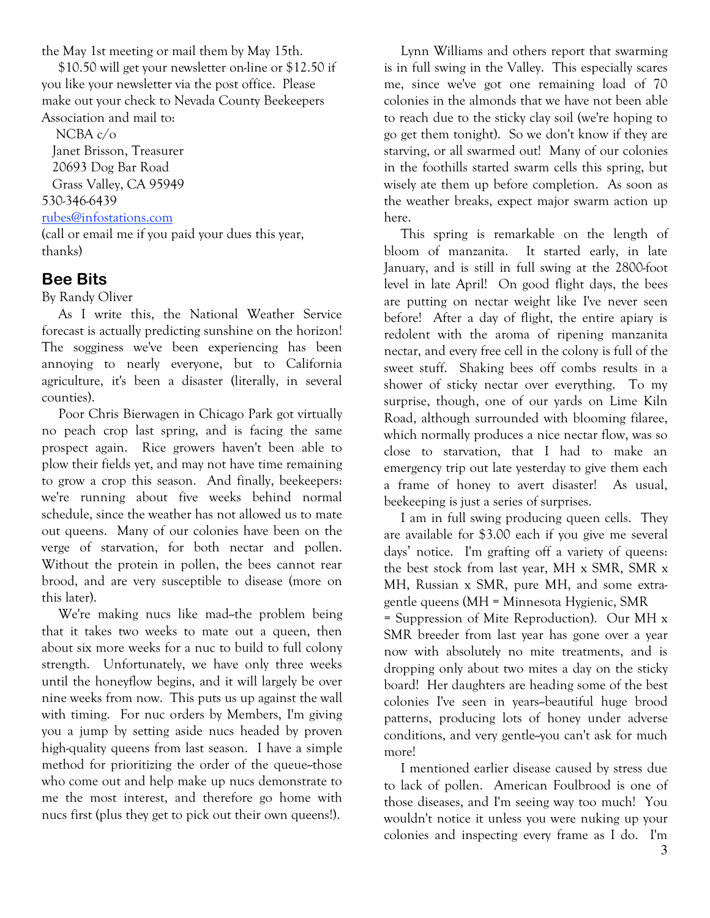the May 1st meeting or mail them by May 15th.

$10.50 will get your newsletter on-line or $12.50 if you like your newsletter via the post office. Please make out your check to Nevada County Beekeepers Association and mail to:

NCBA c/o
Janet Brisson, Treasurer
20693 Dog Bar Road
Grass Valley, CA 95949
530-346-6439
rubes@infostations.com
(call or email me if you paid your dues this year, thanks)

## Bee Bits

By Randy Oliver

As I write this, the National Weather Service forecast is actually predicting sunshine on the horizon! The sogginess we've been experiencing has been annoying to nearly everyone, but to California agriculture, it's been a disaster (literally, in several counties).

Poor Chris Bierwagen in Chicago Park got virtually no peach crop last spring, and is facing the same prospect again. Rice growers haven't been able to plow their fields yet, and may not have time remaining to grow a crop this season. And finally, beekeepers: we're running about five weeks behind normal schedule, since the weather has not allowed us to mate out queens. Many of our colonies have been on the verge of starvation, for both nectar and pollen. Without the protein in pollen, the bees cannot rear brood, and are very susceptible to disease (more on this later).

We're making nucs like mad--the problem being that it takes two weeks to mate out a queen, then about six more weeks for a nuc to build to full colony strength. Unfortunately, we have only three weeks until the honeyflow begins, and it will largely be over nine weeks from now. This puts us up against the wall with timing. For nuc orders by Members, I'm giving you a jump by setting aside nucs headed by proven high-quality queens from last season. I have a simple method for prioritizing the order of the queue--those who come out and help make up nucs demonstrate to me the most interest, and therefore go home with nucs first (plus they get to pick out their own queens!).

Lynn Williams and others report that swarming is in full swing in the Valley. This especially scares me, since we've got one remaining load of 70 colonies in the almonds that we have not been able to reach due to the sticky clay soil (we're hoping to go get them tonight). So we don't know if they are starving, or all swarmed out! Many of our colonies in the foothills started swarm cells this spring, but wisely ate them up before completion. As soon as the weather breaks, expect major swarm action up here.

This spring is remarkable on the length of bloom of manzanita. It started early, in late January, and is still in full swing at the 2800-foot level in late April! On good flight days, the bees are putting on nectar weight like I've never seen before! After a day of flight, the entire apiary is redolent with the aroma of ripening manzanita nectar, and every free cell in the colony is full of the sweet stuff. Shaking bees off combs results in a shower of sticky nectar over everything. To my surprise, though, one of our yards on Lime Kiln Road, although surrounded with blooming filaree, which normally produces a nice nectar flow, was so close to starvation, that I had to make an emergency trip out late yesterday to give them each a frame of honey to avert disaster! As usual, beekeeping is just a series of surprises.

I am in full swing producing queen cells. They are available for $3.00 each if you give me several days' notice. I'm grafting off a variety of queens: the best stock from last year, MH x SMR, SMR x MH, Russian x SMR, pure MH, and some extra-gentle queens (MH = Minnesota Hygienic, SMR = Suppression of Mite Reproduction). Our MH x SMR breeder from last year has gone over a year now with absolutely no mite treatments, and is dropping only about two mites a day on the sticky board! Her daughters are heading some of the best colonies I've seen in years--beautiful huge brood patterns, producing lots of honey under adverse conditions, and very gentle--you can't ask for much more!

I mentioned earlier disease caused by stress due to lack of pollen. American Foulbrood is one of those diseases, and I'm seeing way too much! You wouldn't notice it unless you were nuking up your colonies and inspecting every frame as I do. I'm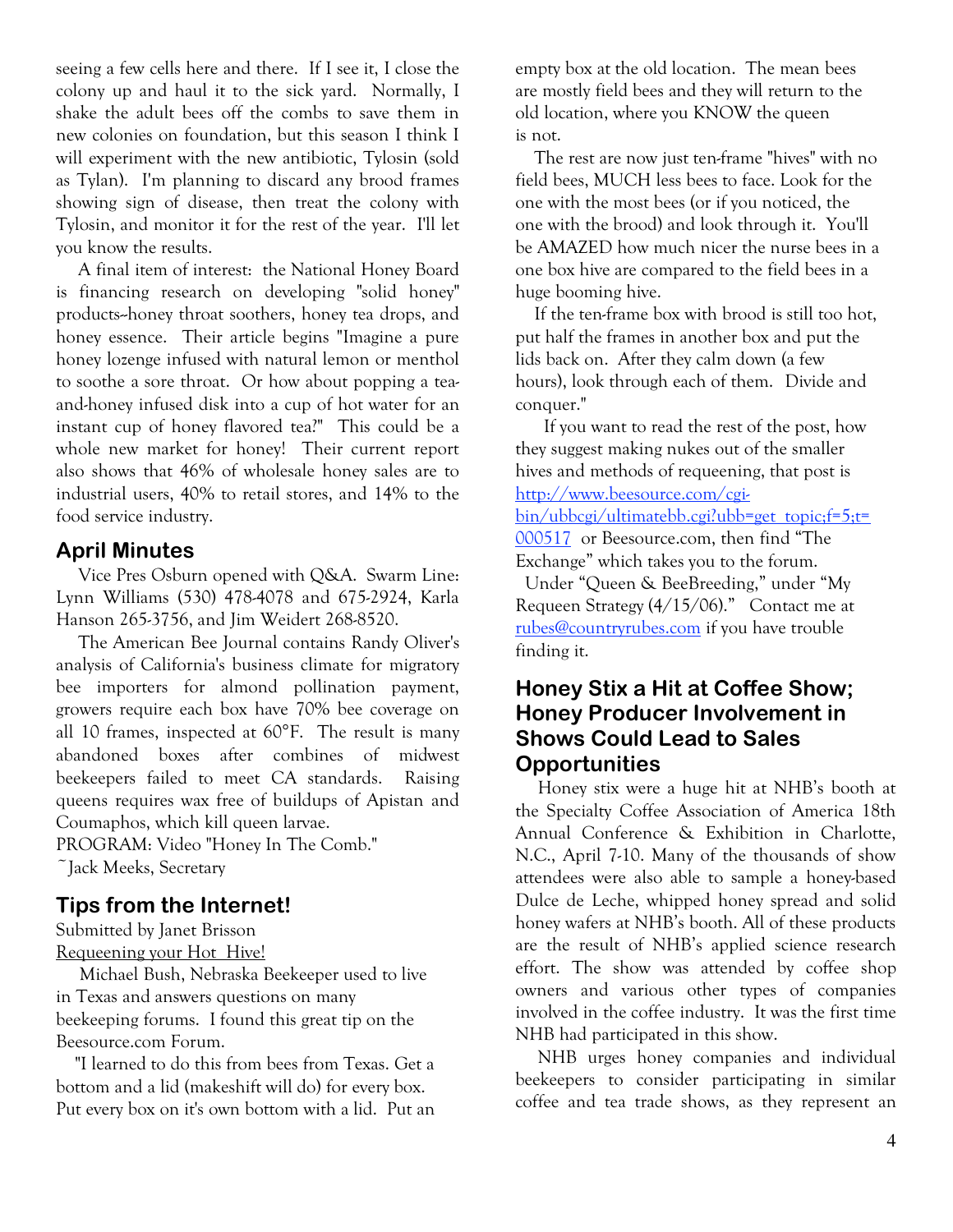seeing a few cells here and there. If I see it, I close the colony up and haul it to the sick yard. Normally, I shake the adult bees off the combs to save them in new colonies on foundation, but this season I think I will experiment with the new antibiotic, Tylosin (sold as Tylan). I'm planning to discard any brood frames showing sign of disease, then treat the colony with Tylosin, and monitor it for the rest of the year. I'll let you know the results.

A final item of interest: the National Honey Board is financing research on developing "solid honey" products--honey throat soothers, honey tea drops, and honey essence. Their article begins "Imagine a pure honey lozenge infused with natural lemon or menthol to soothe a sore throat. Or how about popping a tea-and-honey infused disk into a cup of hot water for an instant cup of honey flavored tea?" This could be a whole new market for honey! Their current report also shows that 46% of wholesale honey sales are to industrial users, 40% to retail stores, and 14% to the food service industry.

## April Minutes

Vice Pres Osburn opened with Q&A. Swarm Line: Lynn Williams (530) 478-4078 and 675-2924, Karla Hanson 265-3756, and Jim Weidert 268-8520.

The American Bee Journal contains Randy Oliver's analysis of California's business climate for migratory bee importers for almond pollination payment, growers require each box have 70% bee coverage on all 10 frames, inspected at 60°F. The result is many abandoned boxes after combines of midwest beekeepers failed to meet CA standards. Raising queens requires wax free of buildups of Apistan and Coumaphos, which kill queen larvae.

PROGRAM: Video "Honey In The Comb."

~Jack Meeks, Secretary

## Tips from the Internet!

Submitted by Janet Brisson

Requeening your Hot Hive!

Michael Bush, Nebraska Beekeeper used to live in Texas and answers questions on many beekeeping forums. I found this great tip on the Beesource.com Forum.

"I learned to do this from bees from Texas. Get a bottom and a lid (makeshift will do) for every box. Put every box on it's own bottom with a lid. Put an empty box at the old location. The mean bees are mostly field bees and they will return to the old location, where you KNOW the queen is not.

The rest are now just ten-frame "hives" with no field bees, MUCH less bees to face. Look for the one with the most bees (or if you noticed, the one with the brood) and look through it. You'll be AMAZED how much nicer the nurse bees in a one box hive are compared to the field bees in a huge booming hive.

If the ten-frame box with brood is still too hot, put half the frames in another box and put the lids back on. After they calm down (a few hours), look through each of them. Divide and conquer."

If you want to read the rest of the post, how they suggest making nukes out of the smaller hives and methods of requeening, that post is http://www.beesource.com/cgi-bin/ubbcgi/ultimatebb.cgi?ubb=get_topic;f=5;t=000517 or Beesource.com, then find "The Exchange" which takes you to the forum. Under "Queen & BeeBreeding," under "My Requeen Strategy (4/15/06)." Contact me at rubes@countryrubes.com if you have trouble finding it.

## Honey Stix a Hit at Coffee Show; Honey Producer Involvement in Shows Could Lead to Sales Opportunities

Honey stix were a huge hit at NHB's booth at the Specialty Coffee Association of America 18th Annual Conference & Exhibition in Charlotte, N.C., April 7-10. Many of the thousands of show attendees were also able to sample a honey-based Dulce de Leche, whipped honey spread and solid honey wafers at NHB's booth. All of these products are the result of NHB's applied science research effort. The show was attended by coffee shop owners and various other types of companies involved in the coffee industry. It was the first time NHB had participated in this show.

NHB urges honey companies and individual beekeepers to consider participating in similar coffee and tea trade shows, as they represent an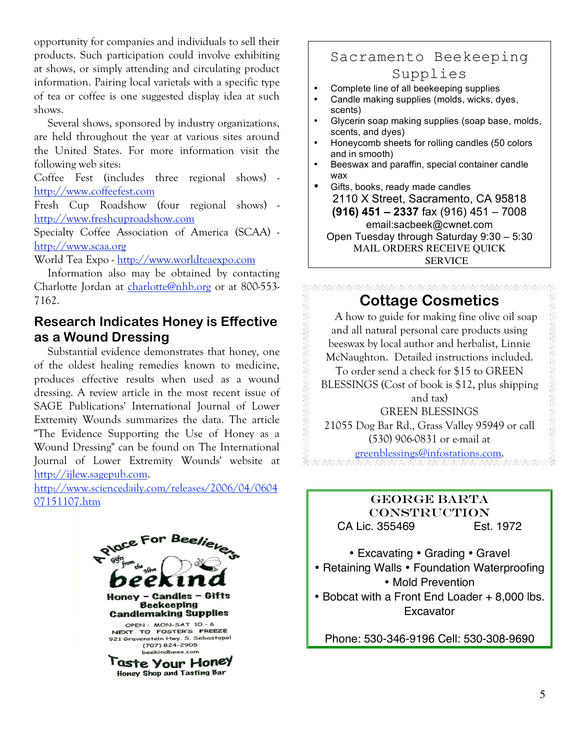opportunity for companies and individuals to sell their products. Such participation could involve exhibiting at shows, or simply attending and circulating product information. Pairing local varietals with a specific type of tea or coffee is one suggested display idea at such shows.

Several shows, sponsored by industry organizations, are held throughout the year at various sites around the United States. For more information visit the following web sites:

Coffee Fest (includes three regional shows) - http://www.coffeefest.com

Fresh Cup Roadshow (four regional shows) - http://www.freshcuproadshow.com

Specialty Coffee Association of America (SCAA) - http://www.scaa.org

World Tea Expo - http://www.worldteaexpo.com

Information also may be obtained by contacting Charlotte Jordan at charlotte@nhb.org or at 800-553-7162.

## Research Indicates Honey is Effective as a Wound Dressing

Substantial evidence demonstrates that honey, one of the oldest healing remedies known to medicine, produces effective results when used as a wound dressing. A review article in the most recent issue of SAGE Publications' International Journal of Lower Extremity Wounds summarizes the data. The article "The Evidence Supporting the Use of Honey as a Wound Dressing" can be found on The International Journal of Lower Extremity Wounds' website at http://ijlew.sagepub.com.

http://www.sciencedaily.com/releases/2006/04/060407151107.htm

A Place For BeeLievers

Gifts from the Hive

beekind

Honey – Candles – Gifts

Beekeeping

Candlemaking Supplies

OPEN: MON-SAT 10 - 6

NEXT TO FOSTER'S FREEZE

921 Gravenstein Hwy. S. Sebastopol

(707) 824-2905

beekindbees.com

Taste Your Honey

Honey Shop and Tasting Bar

---

## Sacramento Beekeeping Supplies

- Complete line of all beekeeping supplies
- Candle making supplies (molds, wicks, dyes, scents)
- Glycerin soap making supplies (soap base, molds, scents, and dyes)
- Honeycomb sheets for rolling candles (50 colors and in smooth)
- Beeswax and paraffin, special container candle wax
- Gifts, books, ready made candles

2110 X Street, Sacramento, CA 95818

**(916) 451 – 2337** fax (916) 451 – 7008

email:sacbeek@cwnet.com

Open Tuesday through Saturday 9:30 – 5:30

MAIL ORDERS RECEIVE QUICK SERVICE

---

## Cottage Cosmetics

A how to guide for making fine olive oil soap and all natural personal care products using beeswax by local author and herbalist, Linnie McNaughton. Detailed instructions included. To order send a check for $15 to GREEN BLESSINGS (Cost of book is $12, plus shipping and tax)

GREEN BLESSINGS

21055 Dog Bar Rd., Grass Valley 95949 or call (530) 906-0831 or e-mail at greenblessings@infostations.com.

---

GEORGE BARTA CONSTRUCTION

CA Lic. 355469 Est. 1972

• Excavating • Grading • Gravel

• Retaining Walls • Foundation Waterproofing

• Mold Prevention

• Bobcat with a Front End Loader + 8,000 lbs. Excavator

Phone: 530-346-9196 Cell: 530-308-9690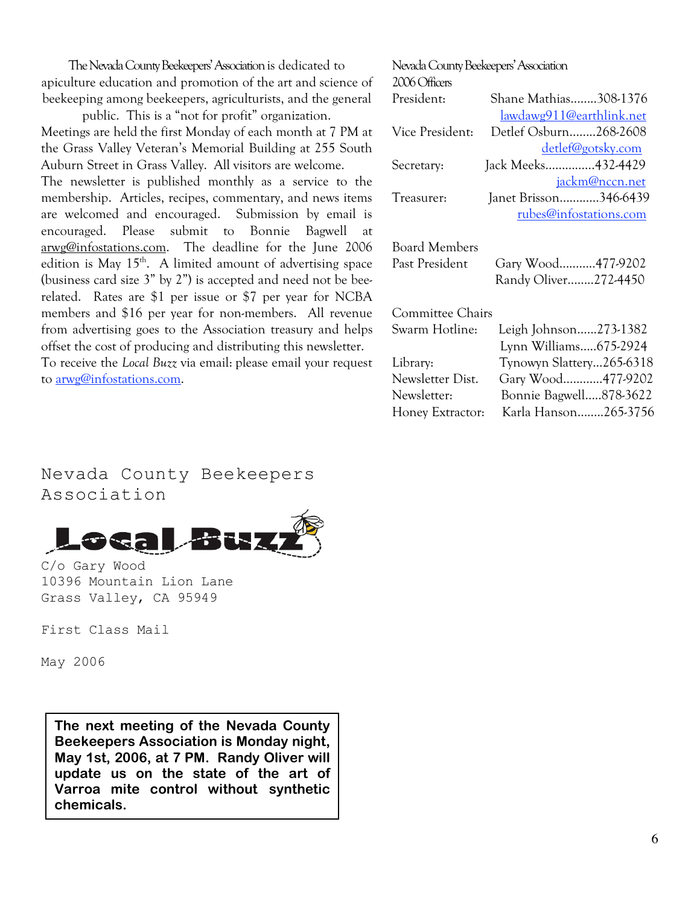The Nevada County Beekeepers' Association is dedicated to apiculture education and promotion of the art and science of beekeeping among beekeepers, agriculturists, and the general public. This is a "not for profit" organization.

Meetings are held the first Monday of each month at 7 PM at the Grass Valley Veteran's Memorial Building at 255 South Auburn Street in Grass Valley. All visitors are welcome.

The newsletter is published monthly as a service to the membership. Articles, recipes, commentary, and news items are welcomed and encouraged. Submission by email is encouraged. Please submit to Bonnie Bagwell at arwg@infostations.com. The deadline for the June 2006 edition is May 15th. A limited amount of advertising space (business card size 3" by 2") is accepted and need not be bee-related. Rates are $1 per issue or $7 per year for NCBA members and $16 per year for non-members. All revenue from advertising goes to the Association treasury and helps offset the cost of producing and distributing this newsletter.

To receive the *Local Buzz* via email: please email your request to arwg@infostations.com.

Nevada County Beekeepers' Association
2006 Officers

| | |
|---|---|
| President: | Shane Mathias........308-1376 lawdawg911@earthlink.net |
| Vice President: | Detlef Osburn........268-2608 detlef@gotsky.com |
| Secretary: | Jack Meeks..............432-4429 jackm@nccn.net |
| Treasurer: | Janet Brisson............346-6439 rubes@infostations.com |

Board Members

| | |
|---|---|
| Past President | Gary Wood...........477-9202 |
| | Randy Oliver........272-4450 |

Committee Chairs

| | |
|---|---|
| Swarm Hotline: | Leigh Johnson......273-1382 |
| | Lynn Williams.....675-2924 |
| Library: | Tynowyn Slattery...265-6318 |
| Newsletter Dist. | Gary Wood............477-9202 |
| Newsletter: | Bonnie Bagwell.....878-3622 |
| Honey Extractor: | Karla Hanson........265-3756 |

Nevada County Beekeepers Association

Local Buzz

C/o Gary Wood
10396 Mountain Lion Lane
Grass Valley, CA 95949

First Class Mail

May 2006

**The next meeting of the Nevada County Beekeepers Association is Monday night, May 1st, 2006, at 7 PM. Randy Oliver will update us on the state of the art of Varroa mite control without synthetic chemicals.**